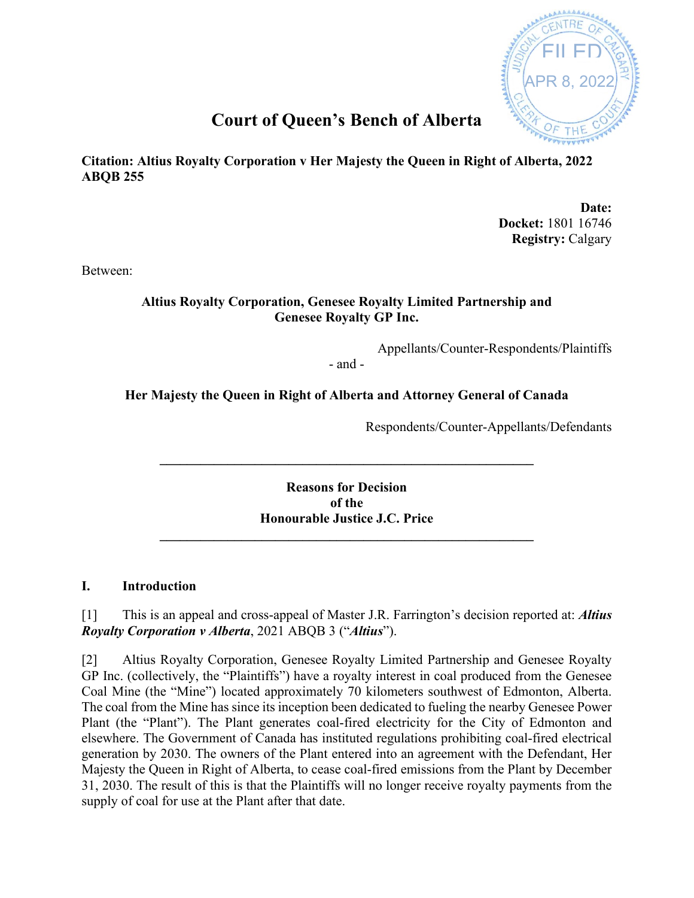# Court of Queen's Bench of Alberta

**Citation: Altius Royalty Corporation v Her Majesty the Queen in Right of Alberta, 2022 ABQB 255**

**Date:**
**Docket:** 1801 16746
**Registry:** Calgary

Between:

**Altius Royalty Corporation, Genesee Royalty Limited Partnership and Genesee Royalty GP Inc.**

Appellants/Counter-Respondents/Plaintiffs

\- and -

**Her Majesty the Queen in Right of Alberta and Attorney General of Canada**

Respondents/Counter-Appellants/Defendants

---

**Reasons for Decision of the Honourable Justice J.C. Price**

---

## I. Introduction

[1] This is an appeal and cross-appeal of Master J.R. Farrington's decision reported at: ***Altius Royalty Corporation v Alberta***, 2021 ABQB 3 ("***Altius***").

[2] Altius Royalty Corporation, Genesee Royalty Limited Partnership and Genesee Royalty GP Inc. (collectively, the "Plaintiffs") have a royalty interest in coal produced from the Genesee Coal Mine (the "Mine") located approximately 70 kilometers southwest of Edmonton, Alberta. The coal from the Mine has since its inception been dedicated to fueling the nearby Genesee Power Plant (the "Plant"). The Plant generates coal-fired electricity for the City of Edmonton and elsewhere. The Government of Canada has instituted regulations prohibiting coal-fired electrical generation by 2030. The owners of the Plant entered into an agreement with the Defendant, Her Majesty the Queen in Right of Alberta, to cease coal-fired emissions from the Plant by December 31, 2030. The result of this is that the Plaintiffs will no longer receive royalty payments from the supply of coal for use at the Plant after that date.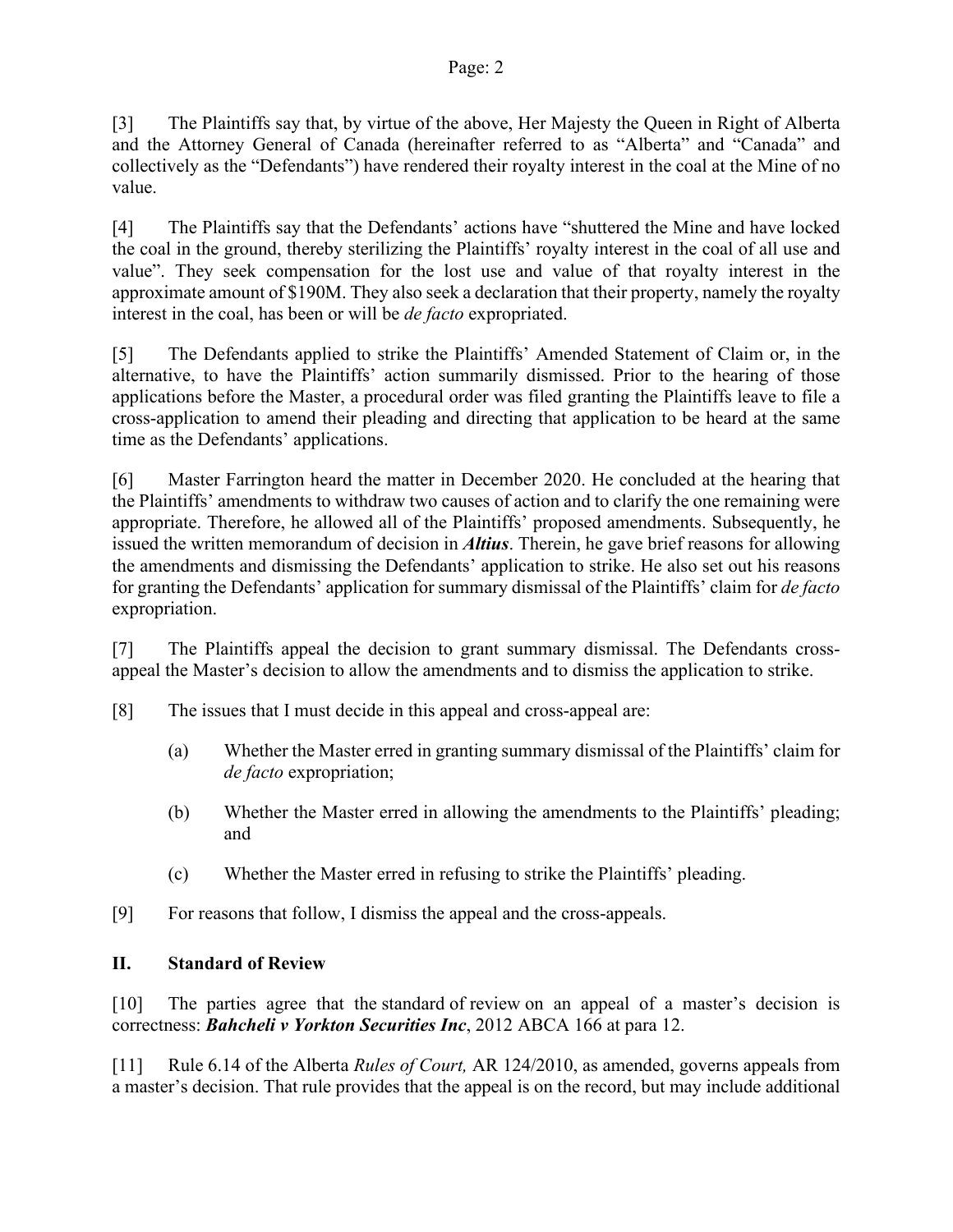[3] The Plaintiffs say that, by virtue of the above, Her Majesty the Queen in Right of Alberta and the Attorney General of Canada (hereinafter referred to as "Alberta" and "Canada" and collectively as the "Defendants") have rendered their royalty interest in the coal at the Mine of no value.

[4] The Plaintiffs say that the Defendants' actions have "shuttered the Mine and have locked the coal in the ground, thereby sterilizing the Plaintiffs' royalty interest in the coal of all use and value". They seek compensation for the lost use and value of that royalty interest in the approximate amount of $190M. They also seek a declaration that their property, namely the royalty interest in the coal, has been or will be *de facto* expropriated.

[5] The Defendants applied to strike the Plaintiffs' Amended Statement of Claim or, in the alternative, to have the Plaintiffs' action summarily dismissed. Prior to the hearing of those applications before the Master, a procedural order was filed granting the Plaintiffs leave to file a cross-application to amend their pleading and directing that application to be heard at the same time as the Defendants' applications.

[6] Master Farrington heard the matter in December 2020. He concluded at the hearing that the Plaintiffs' amendments to withdraw two causes of action and to clarify the one remaining were appropriate. Therefore, he allowed all of the Plaintiffs' proposed amendments. Subsequently, he issued the written memorandum of decision in ***Altius***. Therein, he gave brief reasons for allowing the amendments and dismissing the Defendants' application to strike. He also set out his reasons for granting the Defendants' application for summary dismissal of the Plaintiffs' claim for *de facto* expropriation.

[7] The Plaintiffs appeal the decision to grant summary dismissal. The Defendants cross-appeal the Master's decision to allow the amendments and to dismiss the application to strike.

[8] The issues that I must decide in this appeal and cross-appeal are:

> (a) Whether the Master erred in granting summary dismissal of the Plaintiffs' claim for *de facto* expropriation;
>
> (b) Whether the Master erred in allowing the amendments to the Plaintiffs' pleading; and
>
> (c) Whether the Master erred in refusing to strike the Plaintiffs' pleading.

[9] For reasons that follow, I dismiss the appeal and the cross-appeals.

## II. Standard of Review

[10] The parties agree that the standard of review on an appeal of a master's decision is correctness: ***Bahcheli v Yorkton Securities Inc***, 2012 ABCA 166 at para 12.

[11] Rule 6.14 of the Alberta *Rules of Court,* AR 124/2010, as amended, governs appeals from a master's decision. That rule provides that the appeal is on the record, but may include additional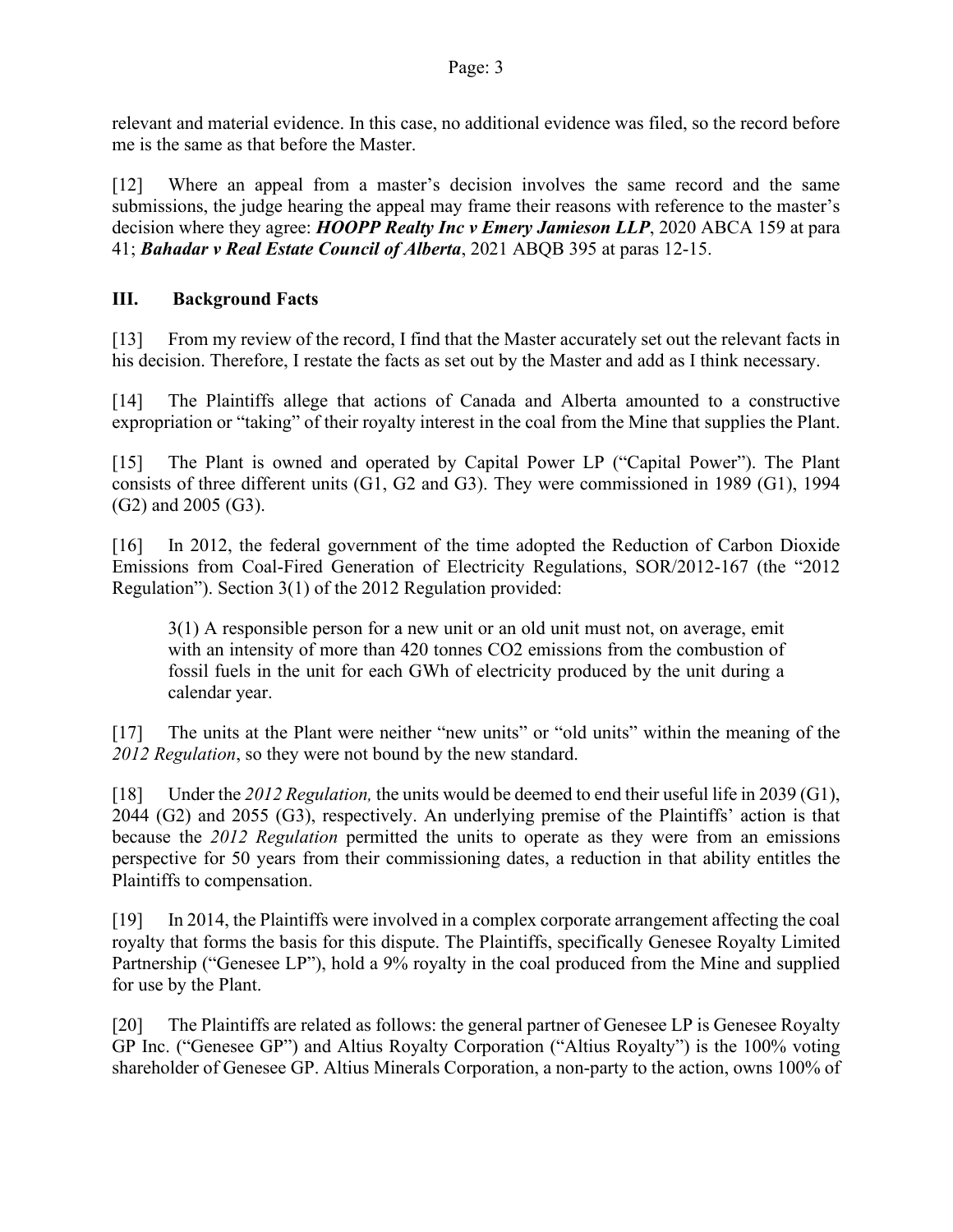relevant and material evidence. In this case, no additional evidence was filed, so the record before me is the same as that before the Master.

[12] Where an appeal from a master's decision involves the same record and the same submissions, the judge hearing the appeal may frame their reasons with reference to the master's decision where they agree: ***HOOPP Realty Inc v Emery Jamieson LLP***, 2020 ABCA 159 at para 41; ***Bahadar v Real Estate Council of Alberta***, 2021 ABQB 395 at paras 12-15.

## III. Background Facts

[13] From my review of the record, I find that the Master accurately set out the relevant facts in his decision. Therefore, I restate the facts as set out by the Master and add as I think necessary.

[14] The Plaintiffs allege that actions of Canada and Alberta amounted to a constructive expropriation or "taking" of their royalty interest in the coal from the Mine that supplies the Plant.

[15] The Plant is owned and operated by Capital Power LP ("Capital Power"). The Plant consists of three different units (G1, G2 and G3). They were commissioned in 1989 (G1), 1994 (G2) and 2005 (G3).

[16] In 2012, the federal government of the time adopted the Reduction of Carbon Dioxide Emissions from Coal-Fired Generation of Electricity Regulations, SOR/2012-167 (the "2012 Regulation"). Section 3(1) of the 2012 Regulation provided:

> 3(1) A responsible person for a new unit or an old unit must not, on average, emit with an intensity of more than 420 tonnes CO2 emissions from the combustion of fossil fuels in the unit for each GWh of electricity produced by the unit during a calendar year.

[17] The units at the Plant were neither "new units" or "old units" within the meaning of the *2012 Regulation*, so they were not bound by the new standard.

[18] Under the *2012 Regulation,* the units would be deemed to end their useful life in 2039 (G1), 2044 (G2) and 2055 (G3), respectively. An underlying premise of the Plaintiffs' action is that because the *2012 Regulation* permitted the units to operate as they were from an emissions perspective for 50 years from their commissioning dates, a reduction in that ability entitles the Plaintiffs to compensation.

[19] In 2014, the Plaintiffs were involved in a complex corporate arrangement affecting the coal royalty that forms the basis for this dispute. The Plaintiffs, specifically Genesee Royalty Limited Partnership ("Genesee LP"), hold a 9% royalty in the coal produced from the Mine and supplied for use by the Plant.

[20] The Plaintiffs are related as follows: the general partner of Genesee LP is Genesee Royalty GP Inc. ("Genesee GP") and Altius Royalty Corporation ("Altius Royalty") is the 100% voting shareholder of Genesee GP. Altius Minerals Corporation, a non-party to the action, owns 100% of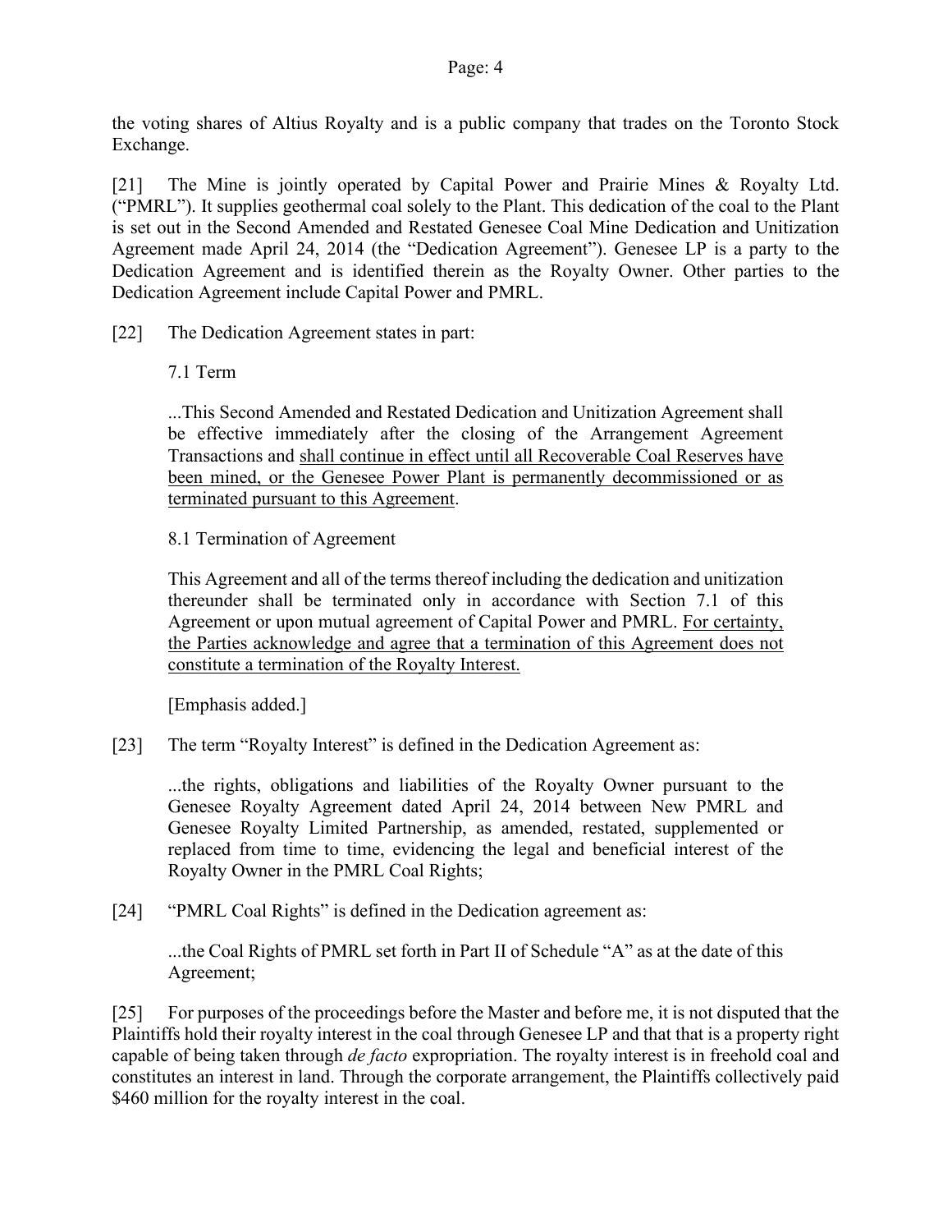the voting shares of Altius Royalty and is a public company that trades on the Toronto Stock Exchange.

[21] The Mine is jointly operated by Capital Power and Prairie Mines & Royalty Ltd. ("PMRL"). It supplies geothermal coal solely to the Plant. This dedication of the coal to the Plant is set out in the Second Amended and Restated Genesee Coal Mine Dedication and Unitization Agreement made April 24, 2014 (the "Dedication Agreement"). Genesee LP is a party to the Dedication Agreement and is identified therein as the Royalty Owner. Other parties to the Dedication Agreement include Capital Power and PMRL.

[22] The Dedication Agreement states in part:

> 7.1 Term
>
> ...This Second Amended and Restated Dedication and Unitization Agreement shall be effective immediately after the closing of the Arrangement Agreement Transactions and <u>shall continue in effect until all Recoverable Coal Reserves have been mined, or the Genesee Power Plant is permanently decommissioned or as terminated pursuant to this Agreement</u>.
>
> 8.1 Termination of Agreement
>
> This Agreement and all of the terms thereof including the dedication and unitization thereunder shall be terminated only in accordance with Section 7.1 of this Agreement or upon mutual agreement of Capital Power and PMRL. <u>For certainty, the Parties acknowledge and agree that a termination of this Agreement does not constitute a termination of the Royalty Interest.</u>
>
> [Emphasis added.]

[23] The term "Royalty Interest" is defined in the Dedication Agreement as:

> ...the rights, obligations and liabilities of the Royalty Owner pursuant to the Genesee Royalty Agreement dated April 24, 2014 between New PMRL and Genesee Royalty Limited Partnership, as amended, restated, supplemented or replaced from time to time, evidencing the legal and beneficial interest of the Royalty Owner in the PMRL Coal Rights;

[24] "PMRL Coal Rights" is defined in the Dedication agreement as:

> ...the Coal Rights of PMRL set forth in Part II of Schedule "A" as at the date of this Agreement;

[25] For purposes of the proceedings before the Master and before me, it is not disputed that the Plaintiffs hold their royalty interest in the coal through Genesee LP and that that is a property right capable of being taken through *de facto* expropriation. The royalty interest is in freehold coal and constitutes an interest in land. Through the corporate arrangement, the Plaintiffs collectively paid $460 million for the royalty interest in the coal.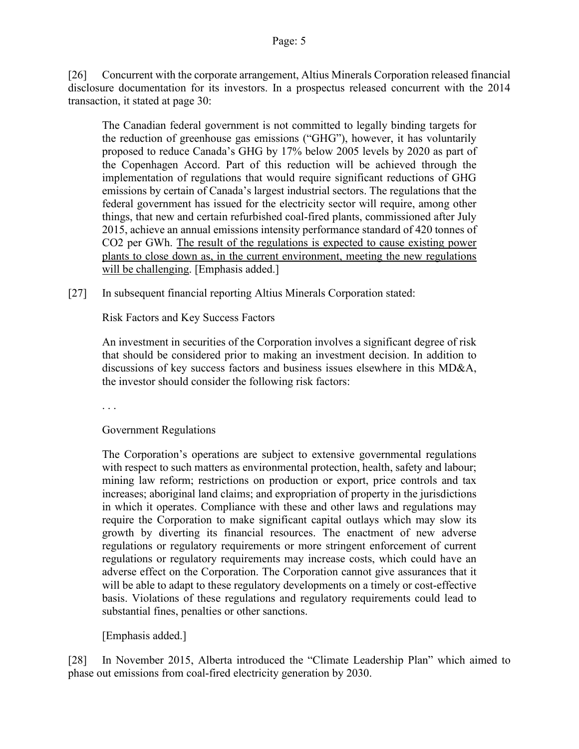[26] Concurrent with the corporate arrangement, Altius Minerals Corporation released financial disclosure documentation for its investors. In a prospectus released concurrent with the 2014 transaction, it stated at page 30:

> The Canadian federal government is not committed to legally binding targets for the reduction of greenhouse gas emissions ("GHG"), however, it has voluntarily proposed to reduce Canada's GHG by 17% below 2005 levels by 2020 as part of the Copenhagen Accord. Part of this reduction will be achieved through the implementation of regulations that would require significant reductions of GHG emissions by certain of Canada's largest industrial sectors. The regulations that the federal government has issued for the electricity sector will require, among other things, that new and certain refurbished coal-fired plants, commissioned after July 2015, achieve an annual emissions intensity performance standard of 420 tonnes of $CO_2$ per GWh. <u>The result of the regulations is expected to cause existing power plants to close down as, in the current environment, meeting the new regulations will be challenging</u>. [Emphasis added.]

[27] In subsequent financial reporting Altius Minerals Corporation stated:

> Risk Factors and Key Success Factors
>
> An investment in securities of the Corporation involves a significant degree of risk that should be considered prior to making an investment decision. In addition to discussions of key success factors and business issues elsewhere in this MD&A, the investor should consider the following risk factors:
>
> . . .
>
> Government Regulations
>
> The Corporation's operations are subject to extensive governmental regulations with respect to such matters as environmental protection, health, safety and labour; mining law reform; restrictions on production or export, price controls and tax increases; aboriginal land claims; and expropriation of property in the jurisdictions in which it operates. Compliance with these and other laws and regulations may require the Corporation to make significant capital outlays which may slow its growth by diverting its financial resources. The enactment of new adverse regulations or regulatory requirements or more stringent enforcement of current regulations or regulatory requirements may increase costs, which could have an adverse effect on the Corporation. The Corporation cannot give assurances that it will be able to adapt to these regulatory developments on a timely or cost-effective basis. Violations of these regulations and regulatory requirements could lead to substantial fines, penalties or other sanctions.
>
> [Emphasis added.]

[28] In November 2015, Alberta introduced the "Climate Leadership Plan" which aimed to phase out emissions from coal-fired electricity generation by 2030.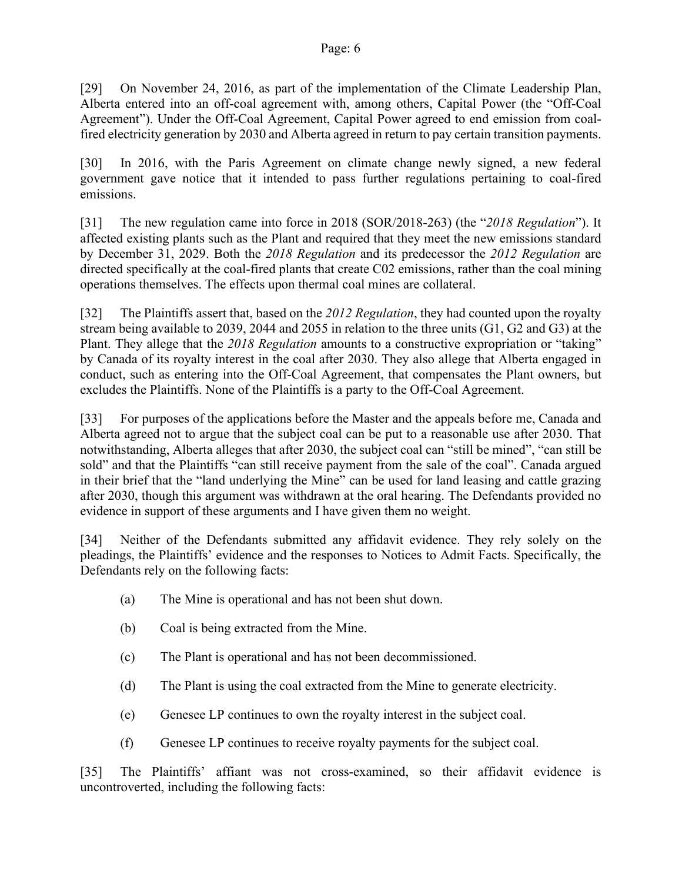[29] On November 24, 2016, as part of the implementation of the Climate Leadership Plan, Alberta entered into an off-coal agreement with, among others, Capital Power (the "Off-Coal Agreement"). Under the Off-Coal Agreement, Capital Power agreed to end emission from coal-fired electricity generation by 2030 and Alberta agreed in return to pay certain transition payments.

[30] In 2016, with the Paris Agreement on climate change newly signed, a new federal government gave notice that it intended to pass further regulations pertaining to coal-fired emissions.

[31] The new regulation came into force in 2018 (SOR/2018-263) (the "*2018 Regulation*"). It affected existing plants such as the Plant and required that they meet the new emissions standard by December 31, 2029. Both the *2018 Regulation* and its predecessor the *2012 Regulation* are directed specifically at the coal-fired plants that create C02 emissions, rather than the coal mining operations themselves. The effects upon thermal coal mines are collateral.

[32] The Plaintiffs assert that, based on the *2012 Regulation*, they had counted upon the royalty stream being available to 2039, 2044 and 2055 in relation to the three units (G1, G2 and G3) at the Plant. They allege that the *2018 Regulation* amounts to a constructive expropriation or "taking" by Canada of its royalty interest in the coal after 2030. They also allege that Alberta engaged in conduct, such as entering into the Off-Coal Agreement, that compensates the Plant owners, but excludes the Plaintiffs. None of the Plaintiffs is a party to the Off-Coal Agreement.

[33] For purposes of the applications before the Master and the appeals before me, Canada and Alberta agreed not to argue that the subject coal can be put to a reasonable use after 2030. That notwithstanding, Alberta alleges that after 2030, the subject coal can "still be mined", "can still be sold" and that the Plaintiffs "can still receive payment from the sale of the coal". Canada argued in their brief that the "land underlying the Mine" can be used for land leasing and cattle grazing after 2030, though this argument was withdrawn at the oral hearing. The Defendants provided no evidence in support of these arguments and I have given them no weight.

[34] Neither of the Defendants submitted any affidavit evidence. They rely solely on the pleadings, the Plaintiffs' evidence and the responses to Notices to Admit Facts. Specifically, the Defendants rely on the following facts:

(a) The Mine is operational and has not been shut down.

(b) Coal is being extracted from the Mine.

(c) The Plant is operational and has not been decommissioned.

(d) The Plant is using the coal extracted from the Mine to generate electricity.

(e) Genesee LP continues to own the royalty interest in the subject coal.

(f) Genesee LP continues to receive royalty payments for the subject coal.

[35] The Plaintiffs' affiant was not cross-examined, so their affidavit evidence is uncontroverted, including the following facts: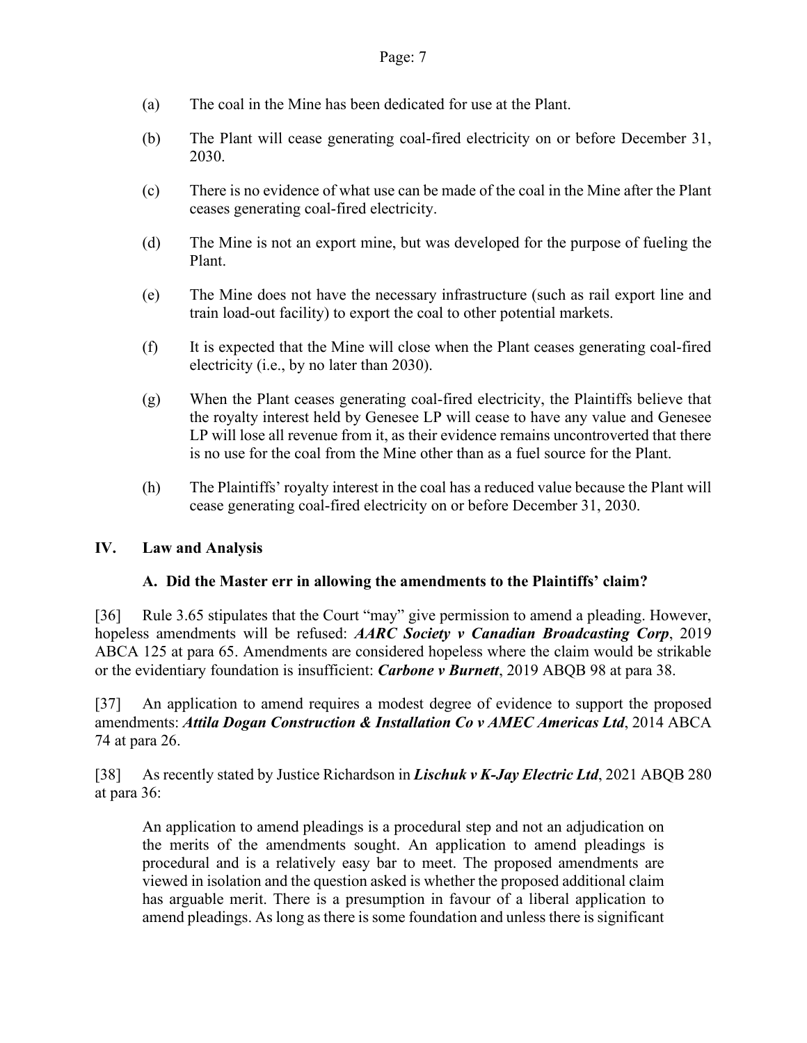(a) The coal in the Mine has been dedicated for use at the Plant.

(b) The Plant will cease generating coal-fired electricity on or before December 31, 2030.

(c) There is no evidence of what use can be made of the coal in the Mine after the Plant ceases generating coal-fired electricity.

(d) The Mine is not an export mine, but was developed for the purpose of fueling the Plant.

(e) The Mine does not have the necessary infrastructure (such as rail export line and train load-out facility) to export the coal to other potential markets.

(f) It is expected that the Mine will close when the Plant ceases generating coal-fired electricity (i.e., by no later than 2030).

(g) When the Plant ceases generating coal-fired electricity, the Plaintiffs believe that the royalty interest held by Genesee LP will cease to have any value and Genesee LP will lose all revenue from it, as their evidence remains uncontroverted that there is no use for the coal from the Mine other than as a fuel source for the Plant.

(h) The Plaintiffs' royalty interest in the coal has a reduced value because the Plant will cease generating coal-fired electricity on or before December 31, 2030.

## IV. Law and Analysis

### A. Did the Master err in allowing the amendments to the Plaintiffs' claim?

[36] Rule 3.65 stipulates that the Court "may" give permission to amend a pleading. However, hopeless amendments will be refused: ***AARC Society v Canadian Broadcasting Corp***, 2019 ABCA 125 at para 65. Amendments are considered hopeless where the claim would be strikable or the evidentiary foundation is insufficient: ***Carbone v Burnett***, 2019 ABQB 98 at para 38.

[37] An application to amend requires a modest degree of evidence to support the proposed amendments: ***Attila Dogan Construction & Installation Co v AMEC Americas Ltd***, 2014 ABCA 74 at para 26.

[38] As recently stated by Justice Richardson in ***Lischuk v K-Jay Electric Ltd***, 2021 ABQB 280 at para 36:

> An application to amend pleadings is a procedural step and not an adjudication on the merits of the amendments sought. An application to amend pleadings is procedural and is a relatively easy bar to meet. The proposed amendments are viewed in isolation and the question asked is whether the proposed additional claim has arguable merit. There is a presumption in favour of a liberal application to amend pleadings. As long as there is some foundation and unless there is significant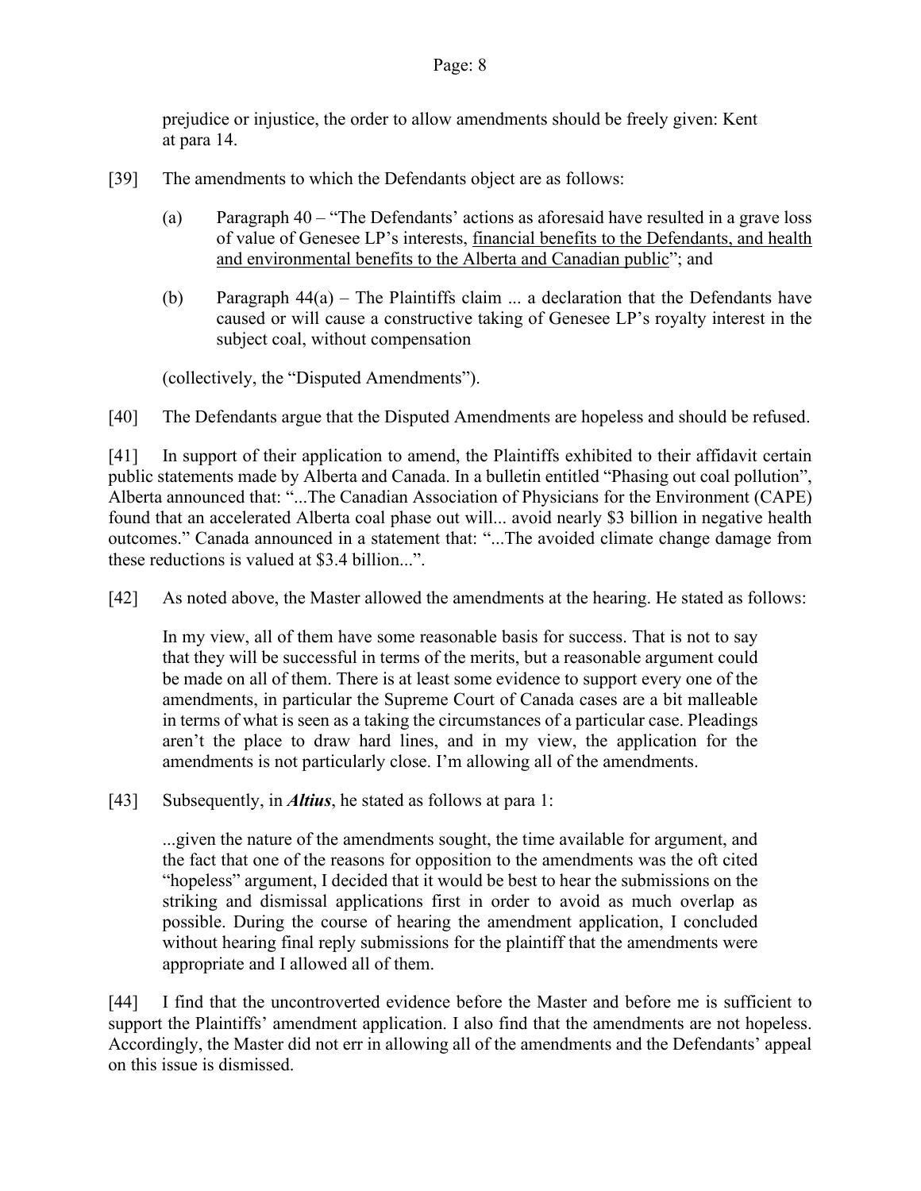prejudice or injustice, the order to allow amendments should be freely given: Kent at para 14.

[39] The amendments to which the Defendants object are as follows:

> (a) Paragraph 40 – "The Defendants' actions as aforesaid have resulted in a grave loss of value of Genesee LP's interests, <u>financial benefits to the Defendants, and health and environmental benefits to the Alberta and Canadian public</u>"; and
>
> (b) Paragraph 44(a) – The Plaintiffs claim ... a declaration that the Defendants have caused or will cause a constructive taking of Genesee LP's royalty interest in the subject coal, without compensation
>
> (collectively, the "Disputed Amendments").

[40] The Defendants argue that the Disputed Amendments are hopeless and should be refused.

[41] In support of their application to amend, the Plaintiffs exhibited to their affidavit certain public statements made by Alberta and Canada. In a bulletin entitled "Phasing out coal pollution", Alberta announced that: "...The Canadian Association of Physicians for the Environment (CAPE) found that an accelerated Alberta coal phase out will... avoid nearly $3 billion in negative health outcomes." Canada announced in a statement that: "...The avoided climate change damage from these reductions is valued at $3.4 billion...".

[42] As noted above, the Master allowed the amendments at the hearing. He stated as follows:

> In my view, all of them have some reasonable basis for success. That is not to say that they will be successful in terms of the merits, but a reasonable argument could be made on all of them. There is at least some evidence to support every one of the amendments, in particular the Supreme Court of Canada cases are a bit malleable in terms of what is seen as a taking the circumstances of a particular case. Pleadings aren't the place to draw hard lines, and in my view, the application for the amendments is not particularly close. I'm allowing all of the amendments.

[43] Subsequently, in ***Altius***, he stated as follows at para 1:

> ...given the nature of the amendments sought, the time available for argument, and the fact that one of the reasons for opposition to the amendments was the oft cited "hopeless" argument, I decided that it would be best to hear the submissions on the striking and dismissal applications first in order to avoid as much overlap as possible. During the course of hearing the amendment application, I concluded without hearing final reply submissions for the plaintiff that the amendments were appropriate and I allowed all of them.

[44] I find that the uncontroverted evidence before the Master and before me is sufficient to support the Plaintiffs' amendment application. I also find that the amendments are not hopeless. Accordingly, the Master did not err in allowing all of the amendments and the Defendants' appeal on this issue is dismissed.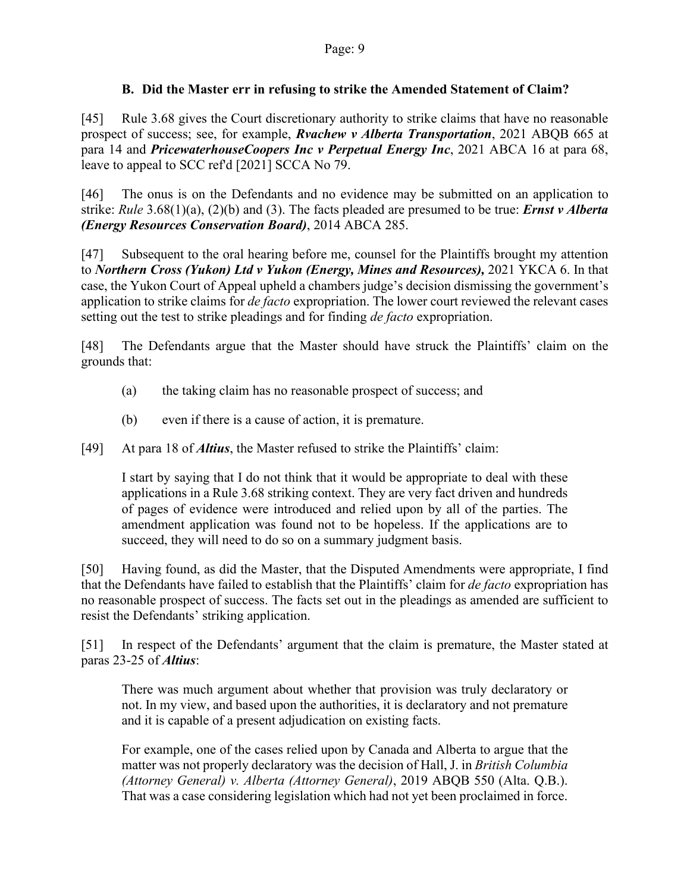### B. Did the Master err in refusing to strike the Amended Statement of Claim?

[45] Rule 3.68 gives the Court discretionary authority to strike claims that have no reasonable prospect of success; see, for example, ***Rvachew v Alberta Transportation***, 2021 ABQB 665 at para 14 and ***PricewaterhouseCoopers Inc v Perpetual Energy Inc***, 2021 ABCA 16 at para 68, leave to appeal to SCC ref'd [2021] SCCA No 79.

[46] The onus is on the Defendants and no evidence may be submitted on an application to strike: *Rule* 3.68(1)(a), (2)(b) and (3). The facts pleaded are presumed to be true: ***Ernst v Alberta (Energy Resources Conservation Board)***, 2014 ABCA 285.

[47] Subsequent to the oral hearing before me, counsel for the Plaintiffs brought my attention to ***Northern Cross (Yukon) Ltd v Yukon (Energy, Mines and Resources),*** 2021 YKCA 6. In that case, the Yukon Court of Appeal upheld a chambers judge's decision dismissing the government's application to strike claims for *de facto* expropriation. The lower court reviewed the relevant cases setting out the test to strike pleadings and for finding *de facto* expropriation.

[48] The Defendants argue that the Master should have struck the Plaintiffs' claim on the grounds that:

(a) the taking claim has no reasonable prospect of success; and

(b) even if there is a cause of action, it is premature.

[49] At para 18 of ***Altius***, the Master refused to strike the Plaintiffs' claim:

> I start by saying that I do not think that it would be appropriate to deal with these applications in a Rule 3.68 striking context. They are very fact driven and hundreds of pages of evidence were introduced and relied upon by all of the parties. The amendment application was found not to be hopeless. If the applications are to succeed, they will need to do so on a summary judgment basis.

[50] Having found, as did the Master, that the Disputed Amendments were appropriate, I find that the Defendants have failed to establish that the Plaintiffs' claim for *de facto* expropriation has no reasonable prospect of success. The facts set out in the pleadings as amended are sufficient to resist the Defendants' striking application.

[51] In respect of the Defendants' argument that the claim is premature, the Master stated at paras 23-25 of ***Altius***:

> There was much argument about whether that provision was truly declaratory or not. In my view, and based upon the authorities, it is declaratory and not premature and it is capable of a present adjudication on existing facts.
>
> For example, one of the cases relied upon by Canada and Alberta to argue that the matter was not properly declaratory was the decision of Hall, J. in *British Columbia (Attorney General) v. Alberta (Attorney General)*, 2019 ABQB 550 (Alta. Q.B.). That was a case considering legislation which had not yet been proclaimed in force.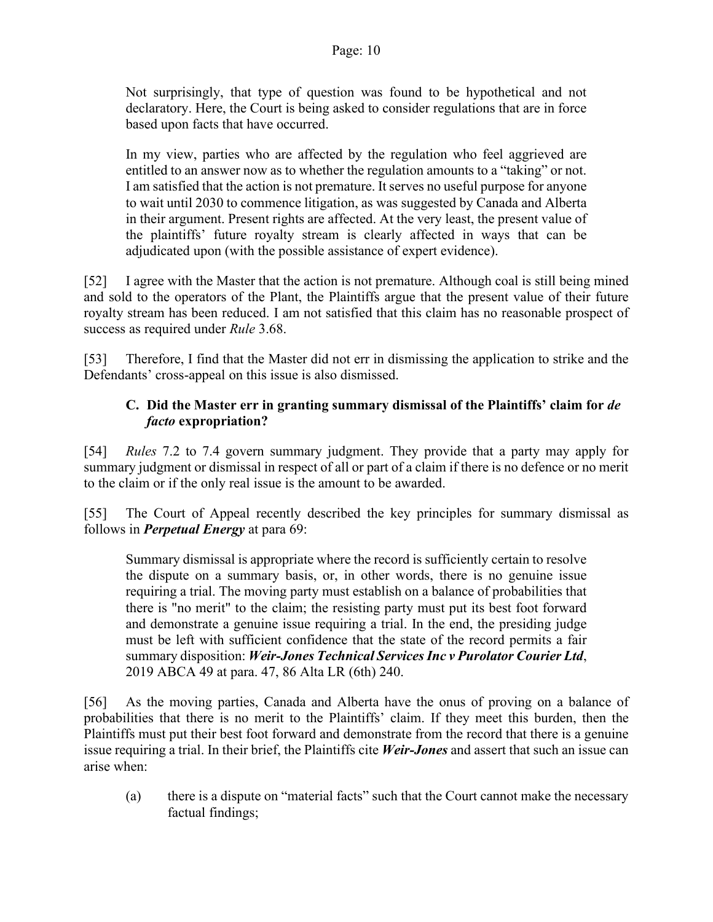> Not surprisingly, that type of question was found to be hypothetical and not declaratory. Here, the Court is being asked to consider regulations that are in force based upon facts that have occurred.
>
> In my view, parties who are affected by the regulation who feel aggrieved are entitled to an answer now as to whether the regulation amounts to a "taking" or not. I am satisfied that the action is not premature. It serves no useful purpose for anyone to wait until 2030 to commence litigation, as was suggested by Canada and Alberta in their argument. Present rights are affected. At the very least, the present value of the plaintiffs' future royalty stream is clearly affected in ways that can be adjudicated upon (with the possible assistance of expert evidence).

[52] I agree with the Master that the action is not premature. Although coal is still being mined and sold to the operators of the Plant, the Plaintiffs argue that the present value of their future royalty stream has been reduced. I am not satisfied that this claim has no reasonable prospect of success as required under *Rule* 3.68.

[53] Therefore, I find that the Master did not err in dismissing the application to strike and the Defendants' cross-appeal on this issue is also dismissed.

### C. Did the Master err in granting summary dismissal of the Plaintiffs' claim for *de facto* expropriation?

[54] *Rules* 7.2 to 7.4 govern summary judgment. They provide that a party may apply for summary judgment or dismissal in respect of all or part of a claim if there is no defence or no merit to the claim or if the only real issue is the amount to be awarded.

[55] The Court of Appeal recently described the key principles for summary dismissal as follows in ***Perpetual Energy*** at para 69:

> Summary dismissal is appropriate where the record is sufficiently certain to resolve the dispute on a summary basis, or, in other words, there is no genuine issue requiring a trial. The moving party must establish on a balance of probabilities that there is "no merit" to the claim; the resisting party must put its best foot forward and demonstrate a genuine issue requiring a trial. In the end, the presiding judge must be left with sufficient confidence that the state of the record permits a fair summary disposition: ***Weir-Jones Technical Services Inc v Purolator Courier Ltd***, 2019 ABCA 49 at para. 47, 86 Alta LR (6th) 240.

[56] As the moving parties, Canada and Alberta have the onus of proving on a balance of probabilities that there is no merit to the Plaintiffs' claim. If they meet this burden, then the Plaintiffs must put their best foot forward and demonstrate from the record that there is a genuine issue requiring a trial. In their brief, the Plaintiffs cite ***Weir-Jones*** and assert that such an issue can arise when:

(a) there is a dispute on "material facts" such that the Court cannot make the necessary factual findings;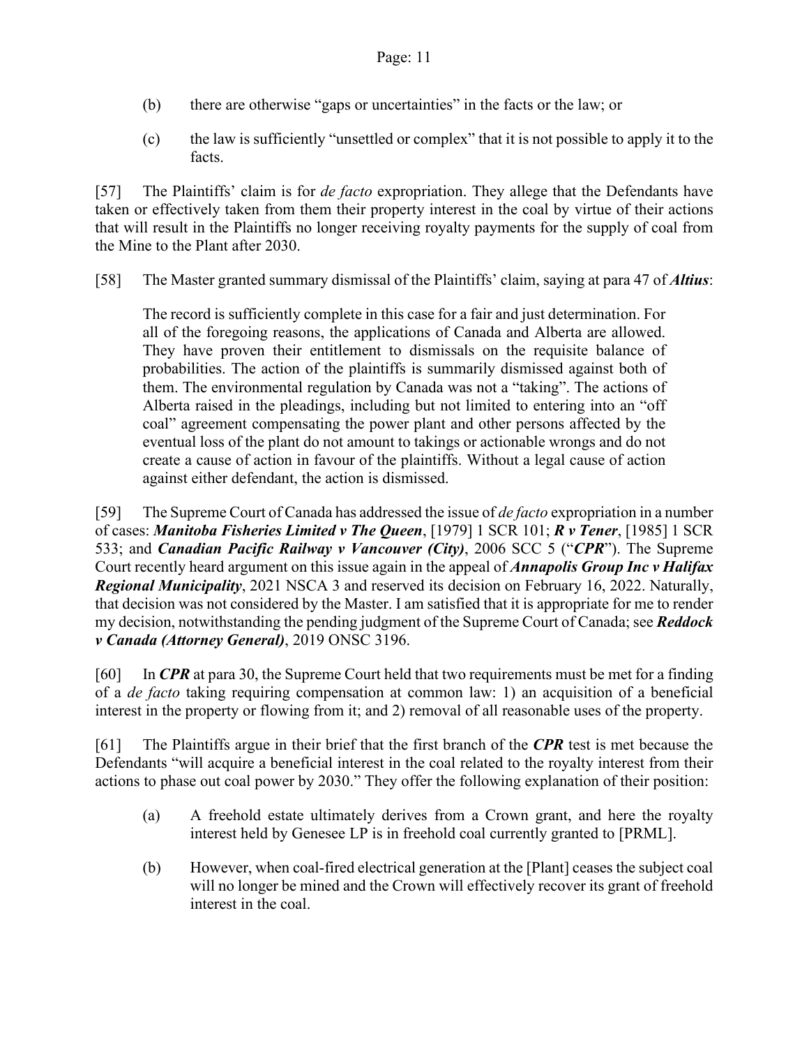(b) there are otherwise "gaps or uncertainties" in the facts or the law; or

(c) the law is sufficiently "unsettled or complex" that it is not possible to apply it to the facts.

[57] The Plaintiffs' claim is for *de facto* expropriation. They allege that the Defendants have taken or effectively taken from them their property interest in the coal by virtue of their actions that will result in the Plaintiffs no longer receiving royalty payments for the supply of coal from the Mine to the Plant after 2030.

[58] The Master granted summary dismissal of the Plaintiffs' claim, saying at para 47 of ***Altius***:

> The record is sufficiently complete in this case for a fair and just determination. For all of the foregoing reasons, the applications of Canada and Alberta are allowed. They have proven their entitlement to dismissals on the requisite balance of probabilities. The action of the plaintiffs is summarily dismissed against both of them. The environmental regulation by Canada was not a "taking". The actions of Alberta raised in the pleadings, including but not limited to entering into an "off coal" agreement compensating the power plant and other persons affected by the eventual loss of the plant do not amount to takings or actionable wrongs and do not create a cause of action in favour of the plaintiffs. Without a legal cause of action against either defendant, the action is dismissed.

[59] The Supreme Court of Canada has addressed the issue of *de facto* expropriation in a number of cases: ***Manitoba Fisheries Limited v The Queen***, [1979] 1 SCR 101; ***R v Tener***, [1985] 1 SCR 533; and ***Canadian Pacific Railway v Vancouver (City)***, 2006 SCC 5 ("***CPR***"). The Supreme Court recently heard argument on this issue again in the appeal of ***Annapolis Group Inc v Halifax Regional Municipality***, 2021 NSCA 3 and reserved its decision on February 16, 2022. Naturally, that decision was not considered by the Master. I am satisfied that it is appropriate for me to render my decision, notwithstanding the pending judgment of the Supreme Court of Canada; see ***Reddock v Canada (Attorney General)***, 2019 ONSC 3196.

[60] In ***CPR*** at para 30, the Supreme Court held that two requirements must be met for a finding of a *de facto* taking requiring compensation at common law: 1) an acquisition of a beneficial interest in the property or flowing from it; and 2) removal of all reasonable uses of the property.

[61] The Plaintiffs argue in their brief that the first branch of the ***CPR*** test is met because the Defendants "will acquire a beneficial interest in the coal related to the royalty interest from their actions to phase out coal power by 2030." They offer the following explanation of their position:

(a) A freehold estate ultimately derives from a Crown grant, and here the royalty interest held by Genesee LP is in freehold coal currently granted to [PRML].

(b) However, when coal-fired electrical generation at the [Plant] ceases the subject coal will no longer be mined and the Crown will effectively recover its grant of freehold interest in the coal.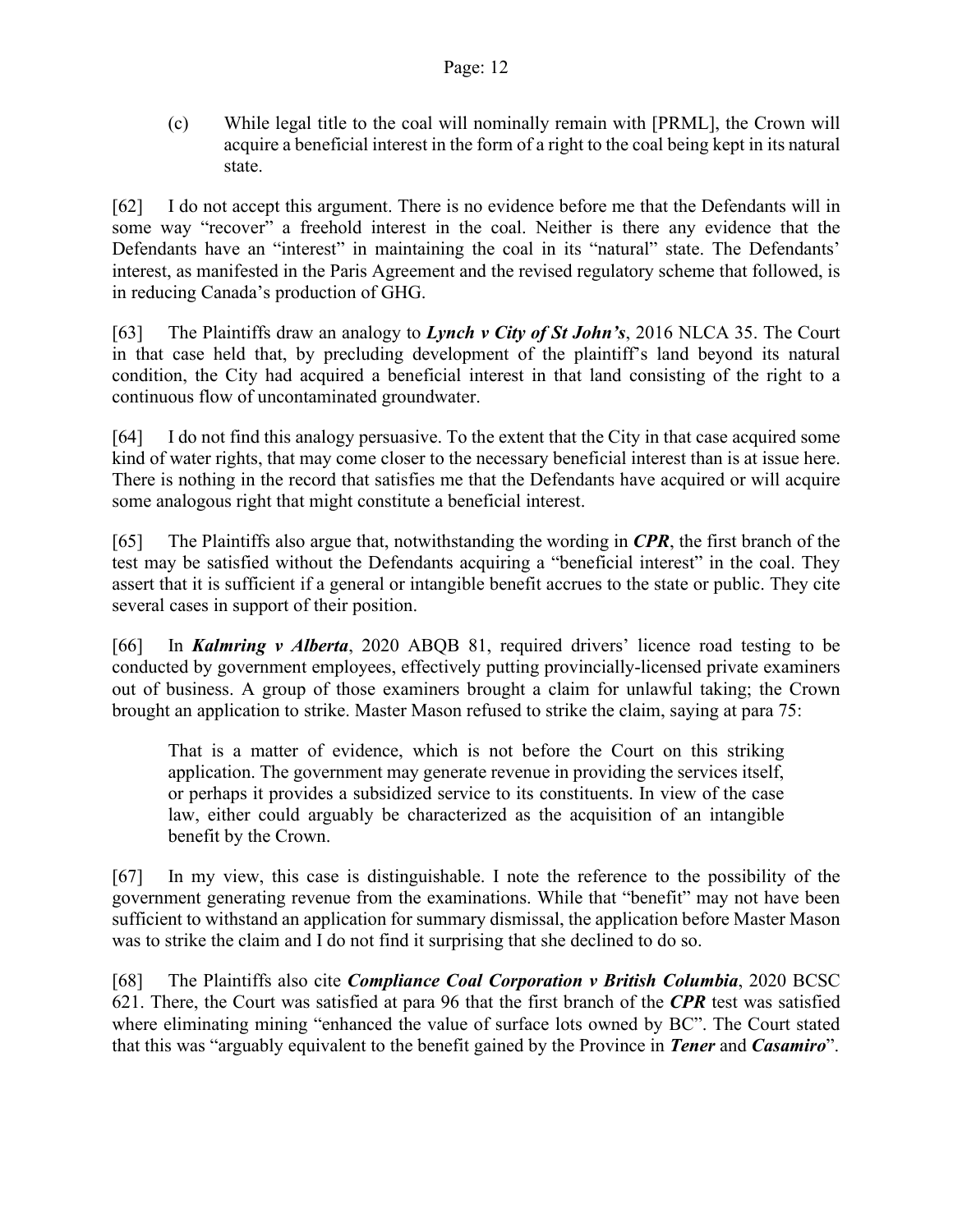(c) While legal title to the coal will nominally remain with [PRML], the Crown will acquire a beneficial interest in the form of a right to the coal being kept in its natural state.

[62] I do not accept this argument. There is no evidence before me that the Defendants will in some way "recover" a freehold interest in the coal. Neither is there any evidence that the Defendants have an "interest" in maintaining the coal in its "natural" state. The Defendants' interest, as manifested in the Paris Agreement and the revised regulatory scheme that followed, is in reducing Canada's production of GHG.

[63] The Plaintiffs draw an analogy to ***Lynch v City of St John's***, 2016 NLCA 35. The Court in that case held that, by precluding development of the plaintiff's land beyond its natural condition, the City had acquired a beneficial interest in that land consisting of the right to a continuous flow of uncontaminated groundwater.

[64] I do not find this analogy persuasive. To the extent that the City in that case acquired some kind of water rights, that may come closer to the necessary beneficial interest than is at issue here. There is nothing in the record that satisfies me that the Defendants have acquired or will acquire some analogous right that might constitute a beneficial interest.

[65] The Plaintiffs also argue that, notwithstanding the wording in ***CPR***, the first branch of the test may be satisfied without the Defendants acquiring a "beneficial interest" in the coal. They assert that it is sufficient if a general or intangible benefit accrues to the state or public. They cite several cases in support of their position.

[66] In ***Kalmring v Alberta***, 2020 ABQB 81, required drivers' licence road testing to be conducted by government employees, effectively putting provincially-licensed private examiners out of business. A group of those examiners brought a claim for unlawful taking; the Crown brought an application to strike. Master Mason refused to strike the claim, saying at para 75:

> That is a matter of evidence, which is not before the Court on this striking application. The government may generate revenue in providing the services itself, or perhaps it provides a subsidized service to its constituents. In view of the case law, either could arguably be characterized as the acquisition of an intangible benefit by the Crown.

[67] In my view, this case is distinguishable. I note the reference to the possibility of the government generating revenue from the examinations. While that "benefit" may not have been sufficient to withstand an application for summary dismissal, the application before Master Mason was to strike the claim and I do not find it surprising that she declined to do so.

[68] The Plaintiffs also cite ***Compliance Coal Corporation v British Columbia***, 2020 BCSC 621. There, the Court was satisfied at para 96 that the first branch of the ***CPR*** test was satisfied where eliminating mining "enhanced the value of surface lots owned by BC". The Court stated that this was "arguably equivalent to the benefit gained by the Province in ***Tener*** and ***Casamiro***".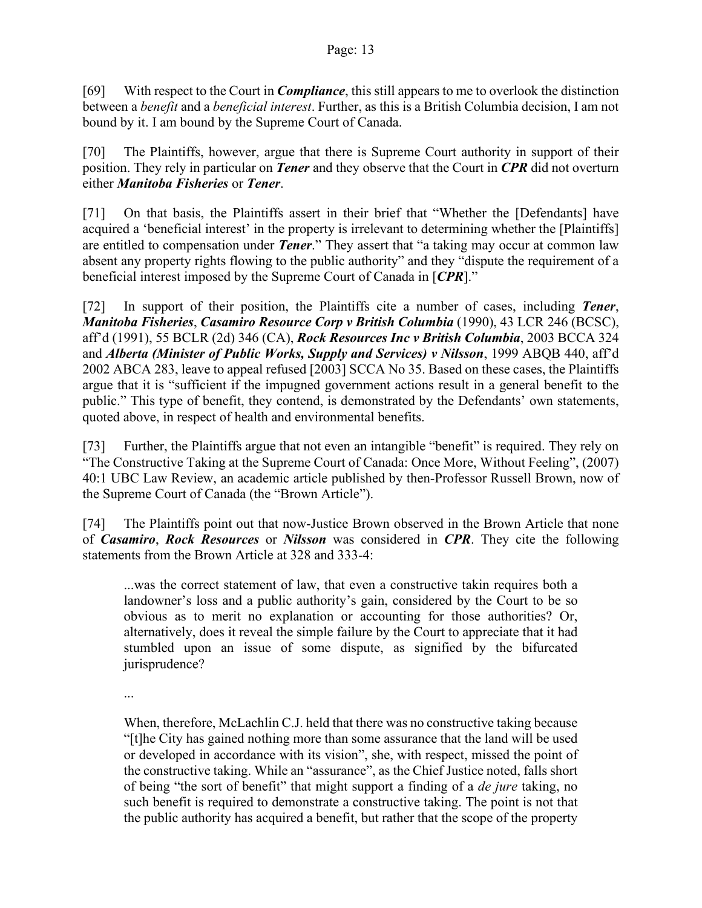[69] With respect to the Court in ***Compliance***, this still appears to me to overlook the distinction between a *benefit* and a *beneficial interest*. Further, as this is a British Columbia decision, I am not bound by it. I am bound by the Supreme Court of Canada.

[70] The Plaintiffs, however, argue that there is Supreme Court authority in support of their position. They rely in particular on ***Tener*** and they observe that the Court in ***CPR*** did not overturn either ***Manitoba Fisheries*** or ***Tener***.

[71] On that basis, the Plaintiffs assert in their brief that "Whether the [Defendants] have acquired a 'beneficial interest' in the property is irrelevant to determining whether the [Plaintiffs] are entitled to compensation under ***Tener***." They assert that "a taking may occur at common law absent any property rights flowing to the public authority" and they "dispute the requirement of a beneficial interest imposed by the Supreme Court of Canada in [***CPR***]."

[72] In support of their position, the Plaintiffs cite a number of cases, including ***Tener***, ***Manitoba Fisheries***, ***Casamiro Resource Corp v British Columbia*** (1990), 43 LCR 246 (BCSC), aff'd (1991), 55 BCLR (2d) 346 (CA), ***Rock Resources Inc v British Columbia***, 2003 BCCA 324 and ***Alberta (Minister of Public Works, Supply and Services) v Nilsson***, 1999 ABQB 440, aff'd 2002 ABCA 283, leave to appeal refused [2003] SCCA No 35. Based on these cases, the Plaintiffs argue that it is "sufficient if the impugned government actions result in a general benefit to the public." This type of benefit, they contend, is demonstrated by the Defendants' own statements, quoted above, in respect of health and environmental benefits.

[73] Further, the Plaintiffs argue that not even an intangible "benefit" is required. They rely on "The Constructive Taking at the Supreme Court of Canada: Once More, Without Feeling", (2007) 40:1 UBC Law Review, an academic article published by then-Professor Russell Brown, now of the Supreme Court of Canada (the "Brown Article").

[74] The Plaintiffs point out that now-Justice Brown observed in the Brown Article that none of ***Casamiro***, ***Rock Resources*** or ***Nilsson*** was considered in ***CPR***. They cite the following statements from the Brown Article at 328 and 333-4:

> ...was the correct statement of law, that even a constructive takin requires both a landowner's loss and a public authority's gain, considered by the Court to be so obvious as to merit no explanation or accounting for those authorities? Or, alternatively, does it reveal the simple failure by the Court to appreciate that it had stumbled upon an issue of some dispute, as signified by the bifurcated jurisprudence?
>
> ...
>
> When, therefore, McLachlin C.J. held that there was no constructive taking because "[t]he City has gained nothing more than some assurance that the land will be used or developed in accordance with its vision", she, with respect, missed the point of the constructive taking. While an "assurance", as the Chief Justice noted, falls short of being "the sort of benefit" that might support a finding of a *de jure* taking, no such benefit is required to demonstrate a constructive taking. The point is not that the public authority has acquired a benefit, but rather that the scope of the property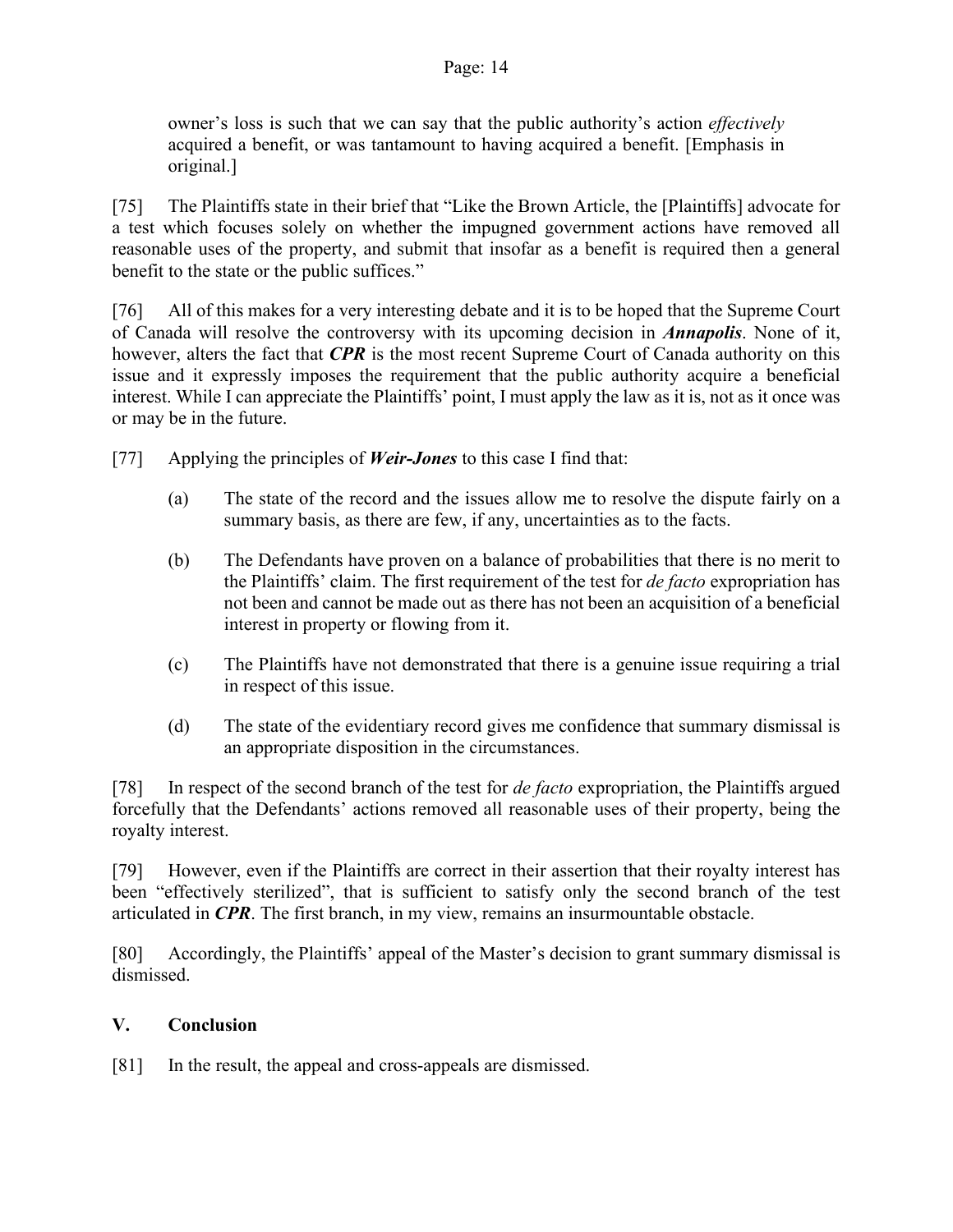> owner's loss is such that we can say that the public authority's action *effectively* acquired a benefit, or was tantamount to having acquired a benefit. [Emphasis in original.]

[75] The Plaintiffs state in their brief that "Like the Brown Article, the [Plaintiffs] advocate for a test which focuses solely on whether the impugned government actions have removed all reasonable uses of the property, and submit that insofar as a benefit is required then a general benefit to the state or the public suffices."

[76] All of this makes for a very interesting debate and it is to be hoped that the Supreme Court of Canada will resolve the controversy with its upcoming decision in ***Annapolis***. None of it, however, alters the fact that ***CPR*** is the most recent Supreme Court of Canada authority on this issue and it expressly imposes the requirement that the public authority acquire a beneficial interest. While I can appreciate the Plaintiffs' point, I must apply the law as it is, not as it once was or may be in the future.

[77] Applying the principles of ***Weir-Jones*** to this case I find that:

> (a) The state of the record and the issues allow me to resolve the dispute fairly on a summary basis, as there are few, if any, uncertainties as to the facts.
>
> (b) The Defendants have proven on a balance of probabilities that there is no merit to the Plaintiffs' claim. The first requirement of the test for *de facto* expropriation has not been and cannot be made out as there has not been an acquisition of a beneficial interest in property or flowing from it.
>
> (c) The Plaintiffs have not demonstrated that there is a genuine issue requiring a trial in respect of this issue.
>
> (d) The state of the evidentiary record gives me confidence that summary dismissal is an appropriate disposition in the circumstances.

[78] In respect of the second branch of the test for *de facto* expropriation, the Plaintiffs argued forcefully that the Defendants' actions removed all reasonable uses of their property, being the royalty interest.

[79] However, even if the Plaintiffs are correct in their assertion that their royalty interest has been "effectively sterilized", that is sufficient to satisfy only the second branch of the test articulated in ***CPR***. The first branch, in my view, remains an insurmountable obstacle.

[80] Accordingly, the Plaintiffs' appeal of the Master's decision to grant summary dismissal is dismissed.

## V. Conclusion

[81] In the result, the appeal and cross-appeals are dismissed.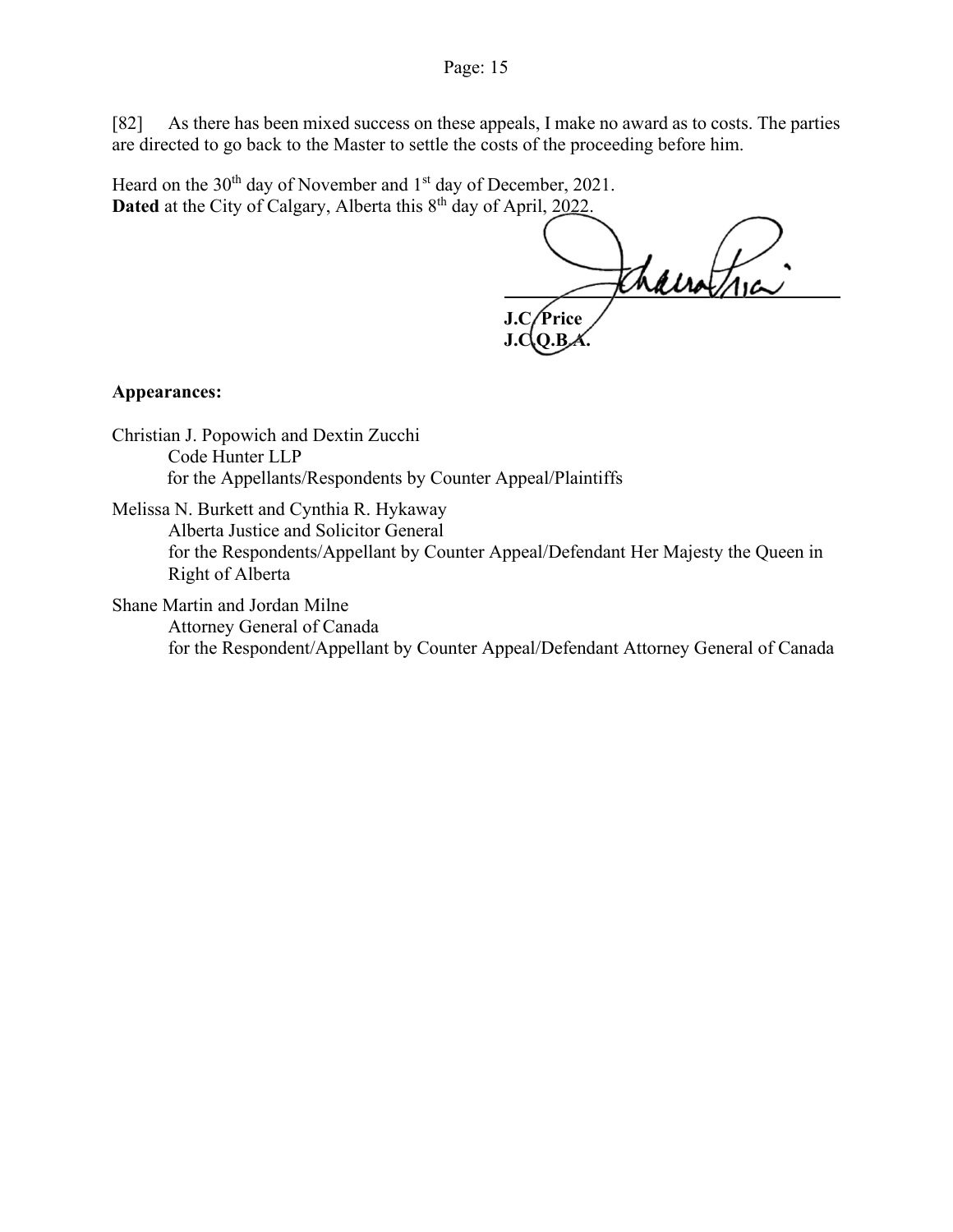[82] As there has been mixed success on these appeals, I make no award as to costs. The parties are directed to go back to the Master to settle the costs of the proceeding before him.

Heard on the 30th day of November and 1st day of December, 2021.
**Dated** at the City of Calgary, Alberta this 8th day of April, 2022.

**J.C. Price**
**J.C.Q.B.A.**

**Appearances:**

Christian J. Popowich and Dextin Zucchi
Code Hunter LLP
for the Appellants/Respondents by Counter Appeal/Plaintiffs

Melissa N. Burkett and Cynthia R. Hykaway
Alberta Justice and Solicitor General
for the Respondents/Appellant by Counter Appeal/Defendant Her Majesty the Queen in Right of Alberta

Shane Martin and Jordan Milne
Attorney General of Canada
for the Respondent/Appellant by Counter Appeal/Defendant Attorney General of Canada